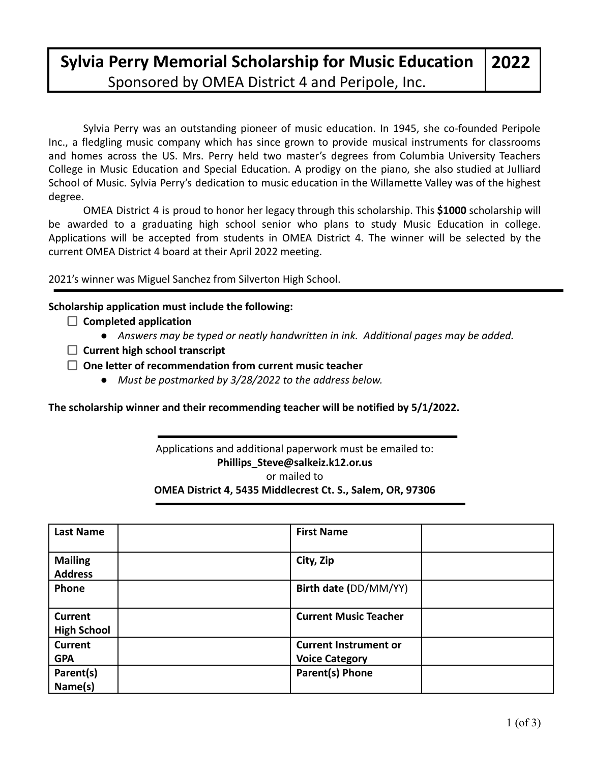# Sylvia Perry Memorial Scholarship for Music Education — 2022

Sponsored by OMEA District 4 and Peripole, Inc.

Sylvia Perry was an outstanding pioneer of music education. In 1945, she co-founded Peripole Inc., a fledgling music company which has since grown to provide musical instruments for classrooms and homes across the US. Mrs. Perry held two master's degrees from Columbia University Teachers College in Music Education and Special Education. A prodigy on the piano, she also studied at Julliard School of Music. Sylvia Perry's dedication to music education in the Willamette Valley was of the highest degree.

OMEA District 4 is proud to honor her legacy through this scholarship. This **$1000** scholarship will be awarded to a graduating high school senior who plans to study Music Education in college. Applications will be accepted from students in OMEA District 4. The winner will be selected by the current OMEA District 4 board at their April 2022 meeting.

2021's winner was Miguel Sanchez from Silverton High School.

---

**Scholarship application must include the following:**

- [ ] **Completed application**
    - *Answers may be typed or neatly handwritten in ink. Additional pages may be added.*
- [ ] **Current high school transcript**
- [ ] **One letter of recommendation from current music teacher**
    - *Must be postmarked by 3/28/2022 to the address below.*

**The scholarship winner and their recommending teacher will be notified by 5/1/2022.**

---

Applications and additional paperwork must be emailed to:

**Phillips_Steve@salkeiz.k12.or.us**

or mailed to

**OMEA District 4, 5435 Middlecrest Ct. S., Salem, OR, 97306**

---

| **Last Name** | | **First Name** | |
|---|---|---|---|
| **Mailing Address** | | **City, Zip** | |
| **Phone** | | **Birth date (**DD/MM/YY) | |
| **Current High School** | | **Current Music Teacher** | |
| **Current GPA** | | **Current Instrument or Voice Category** | |
| **Parent(s) Name(s)** | | **Parent(s) Phone** | |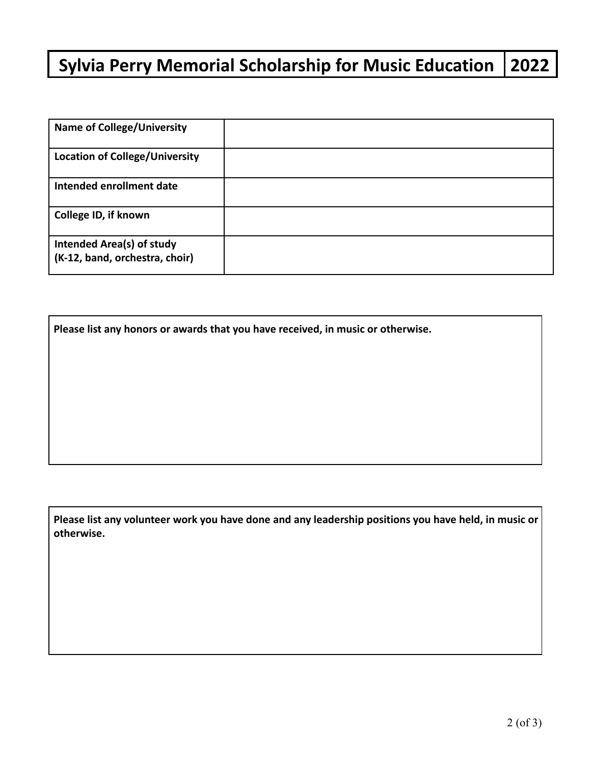# Sylvia Perry Memorial Scholarship for Music Education | 2022

| **Name of College/University** | |
|---|---|
| **Location of College/University** | |
| **Intended enrollment date** | |
| **College ID, if known** | |
| **Intended Area(s) of study (K-12, band, orchestra, choir)** | |

**Please list any honors or awards that you have received, in music or otherwise.**

**Please list any volunteer work you have done and any leadership positions you have held, in music or otherwise.**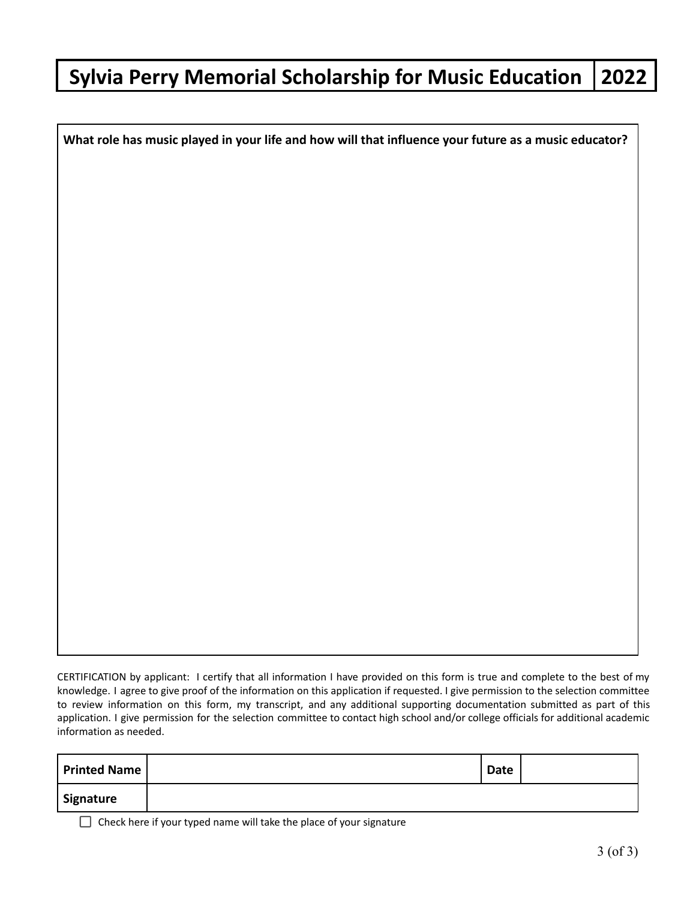# Sylvia Perry Memorial Scholarship for Music Education | 2022

**What role has music played in your life and how will that influence your future as a music educator?**

CERTIFICATION by applicant: I certify that all information I have provided on this form is true and complete to the best of my knowledge. I agree to give proof of the information on this application if requested. I give permission to the selection committee to review information on this form, my transcript, and any additional supporting documentation submitted as part of this application. I give permission for the selection committee to contact high school and/or college officials for additional academic information as needed.

| | | | |
|---|---|---|---|
| **Printed Name** | | **Date** | |
| **Signature** | | | |

☐ Check here if your typed name will take the place of your signature